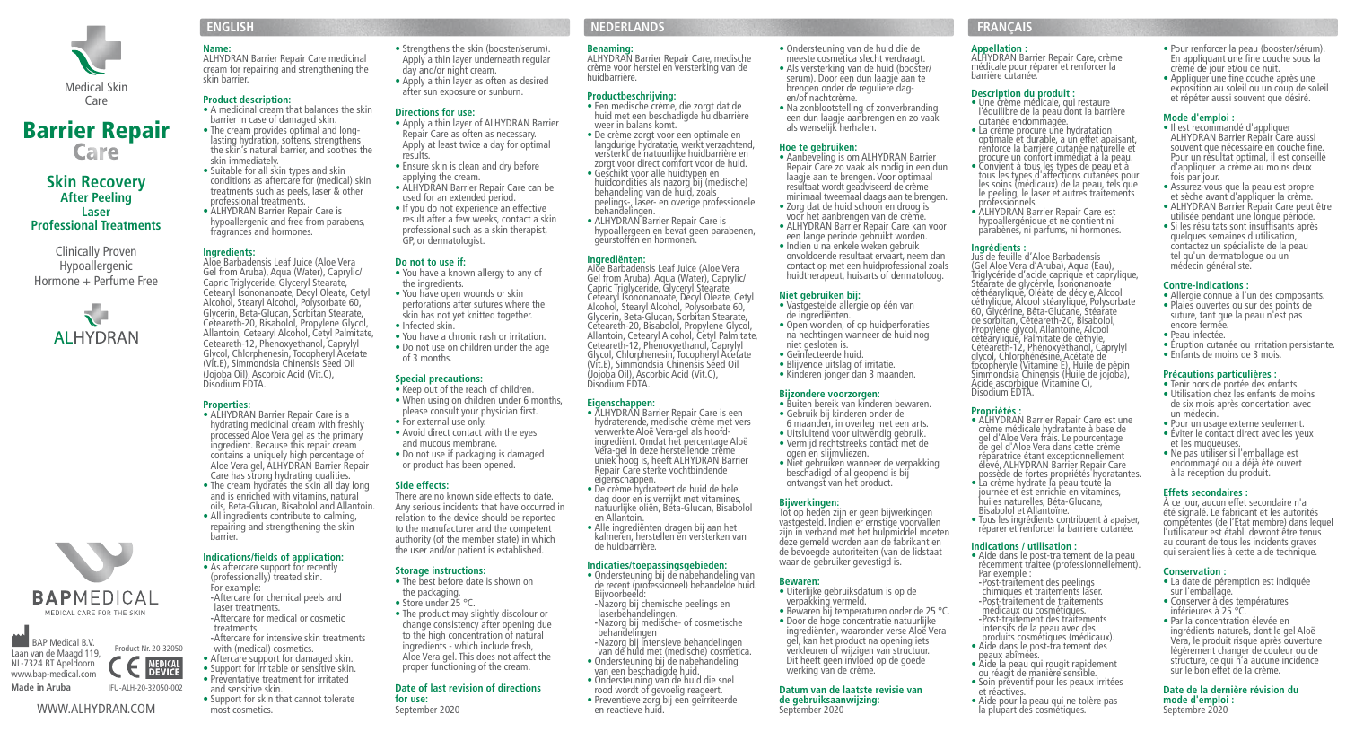Medical Skin Care

# Barrier Repair Care

## Skin Recovery
**After Peeling**
**Laser**
**Professional Treatments**

Clinically Proven
Hypoallergenic
Hormone + Perfume Free

ALHYDRAN

BAPMEDICAL
MEDICAL CARE FOR THE SKIN

BAP Medical B.V.
Laan van de Maagd 119,
NL-7324 BT Apeldoorn
www.bap-medical.com
**Made in Aruba**

Product Nr. 20-32050
MEDICAL DEVICE
IFU-ALH-20-32050-002

WWW.ALHYDRAN.COM

## ENGLISH

**Name:**
ALHYDRAN Barrier Repair Care medicinal cream for repairing and strengthening the skin barrier.

**Product description:**
- A medicinal cream that balances the skin barrier in case of damaged skin.
- The cream provides optimal and long-lasting hydration, softens, strengthens the skin's natural barrier, and soothes the skin immediately.
- Suitable for all skin types and skin conditions as aftercare for (medical) skin treatments such as peels, laser & other professional treatments.
- ALHYDRAN Barrier Repair Care is hypoallergenic and free from parabens, fragrances and hormones.

**Ingredients:**
Aloe Barbadensis Leaf Juice (Aloe Vera Gel from Aruba), Aqua (Water), Caprylic/Capric Triglyceride, Glyceryl Stearate, Cetearyl Isononanoate, Decyl Oleate, Cetyl Alcohol, Stearyl Alcohol, Polysorbate 60, Glycerin, Beta-Glucan, Sorbitan Stearate, Ceteareth-20, Bisabolol, Propylene Glycol, Allantoin, Cetearyl Alcohol, Cetyl Palmitate, Ceteareth-12, Phenoxyethanol, Caprylyl Glycol, Chlorphenesin, Tocopheryl Acetate (Vit.E), Simmondsia Chinensis Seed Oil (Jojoba Oil), Ascorbic Acid (Vit.C), Disodium EDTA.

**Properties:**
- ALHYDRAN Barrier Repair Care is a hydrating medicinal cream with freshly processed Aloe Vera gel as the primary ingredient. Because this repair cream contains a uniquely high percentage of Aloe Vera gel, ALHYDRAN Barrier Repair Care has strong hydrating qualities.
- The cream hydrates the skin all day long and is enriched with vitamins, natural oils, Beta-Glucan, Bisabolol and Allantoin.
- All ingredients contribute to calming, repairing and strengthening the skin barrier.

**Indications/fields of application:**
- As aftercare support for recently (professionally) treated skin.
  For example:
  - Aftercare for chemical peels and laser treatments.
  - Aftercare for medical or cosmetic treatments.
  - Aftercare for intensive skin treatments with (medical) cosmetics.
- Aftercare support for damaged skin.
- Support for irritable or sensitive skin.
- Preventative treatment for irritated and sensitive skin.
- Support for skin that cannot tolerate most cosmetics.
- Strengthens the skin (booster/serum). Apply a thin layer underneath regular day and/or night cream.
- Apply a thin layer as often as desired after sun exposure or sunburn.

**Directions for use:**
- Apply a thin layer of ALHYDRAN Barrier Repair Care as often as necessary. Apply at least twice a day for optimal results.
- Ensure skin is clean and dry before applying the cream.
- ALHYDRAN Barrier Repair Care can be used for an extended period.
- If you do not experience an effective result after a few weeks, contact a skin professional such as a skin therapist, GP, or dermatologist.

**Do not to use if:**
- You have a known allergy to any of the ingredients.
- You have open wounds or skin perforations after sutures where the skin has not yet knitted together.
- Infected skin.
- You have a chronic rash or irritation.
- Do not use on children under the age of 3 months.

**Special precautions:**
- Keep out of the reach of children.
- When using on children under 6 months, please consult your physician first.
- For external use only.
- Avoid direct contact with the eyes and mucous membrane.
- Do not use if packaging is damaged or product has been opened.

**Side effects:**
There are no known side effects to date. Any serious incidents that have occurred in relation to the device should be reported to the manufacturer and the competent authority (of the member state) in which the user and/or patient is established.

**Storage instructions:**
- The best before date is shown on the packaging.
- Store under 25 °C.
- The product may slightly discolour or change consistency after opening due to the high concentration of natural ingredients - which include fresh, Aloe Vera gel. This does not affect the proper functioning of the cream.

**Date of last revision of directions for use:**
September 2020

## NEDERLANDS

**Benaming:**
ALHYDRAN Barrier Repair Care, medische crème voor herstel en versterking van de huidbarrière.

**Productbeschrijving:**
- Een medische crème, die zorgt dat de huid met een beschadigde huidbarrière weer in balans komt.
- De crème zorgt voor een optimale en langdurige hydratatie, werkt verzachtend, versterkt de natuurlijke huidbarrière en zorgt voor direct comfort voor de huid.
- Geschikt voor alle huidtypen en huidcondities als nazorg bij (medische) behandeling van de huid, zoals peelings-, laser- en overige professionele behandelingen.
- ALHYDRAN Barrier Repair Care is hypoallergeen en bevat geen parabenen, geurstoffen en hormonen.

**Ingrediënten:**
Aloe Barbadensis Leaf Juice (Aloe Vera Gel from Aruba), Aqua (Water), Caprylic/Capric Triglyceride, Glyceryl Stearate, Cetearyl Isononanoate, Decyl Oleate, Cetyl Alcohol, Stearyl Alcohol, Polysorbate 60, Glycerin, Beta-Glucan, Sorbitan Stearate, Ceteareth-20, Bisabolol, Propylene Glycol, Allantoin, Cetearyl Alcohol, Cetyl Palmitate, Ceteareth-12, Phenoxyethanol, Caprylyl Glycol, Chlorphenesin, Tocopheryl Acetate (Vit.E), Simmondsia Chinensis Seed Oil (Jojoba Oil), Ascorbic Acid (Vit.C), Disodium EDTA.

**Eigenschappen:**
- ALHYDRAN Barrier Repair Care is een hydraterende, medische crème met vers verwerkte Aloë Vera-gel als hoofdingrediënt. Omdat het percentage Aloë Vera-gel in deze herstellende crème uniek hoog is, heeft ALHYDRAN Barrier Repair Care sterke vochtbindende eigenschappen.
- De crème hydrateert de huid de hele dag door en is verrijkt met vitamines, natuurlijke oliën, Beta-Glucan, Bisabolol en Allantoin.
- Alle ingrediënten dragen bij aan het kalmeren, herstellen en versterken van de huidbarrière.

**Indicaties/toepassingsgebieden:**
- Ondersteuning bij de nabehandeling van de recent (professioneel) behandelde huid. Bijvoorbeeld:
  - Nazorg bij chemische peelings en laserbehandelingen.
  - Nazorg bij medische- of cosmetische behandelingen
  - Nazorg bij intensieve behandelingen van de huid met (medische) cosmetica.
- Ondersteuning bij de nabehandeling van een beschadigde huid.
- Ondersteuning van de huid die snel rood wordt of gevoelig reageert.
- Preventieve zorg bij een geïrriteerde en reactieve huid.
- Ondersteuning van de huid die de meeste cosmetica slecht verdraagt.
- Als versterking van de huid (booster/serum). Door een dun laagje aan te brengen onder de reguliere dag- en/of nachtcrème.
- Na zonblootstelling of zonverbranding een dun laagje aanbrengen en zo vaak als wenselijk herhalen.

**Hoe te gebruiken:**
- Aanbeveling is om ALHYDRAN Barrier Repair Care zo vaak als nodig in een dun laagje aan te brengen. Voor optimaal resultaat wordt geadviseerd de crème minimaal tweemaal daags aan te brengen.
- Zorg dat de huid schoon en droog is voor het aanbrengen van de crème.
- ALHYDRAN Barrier Repair Care kan voor een lange periode gebruikt worden.
- Indien u na enkele weken gebruik onvoldoende resultaat ervaart, neem dan contact op met een huidprofessional zoals huidtherapeut, huisarts of dermatoloog.

**Niet gebruiken bij:**
- Vastgestelde allergie op één van de ingrediënten.
- Open wonden, of op huidperforaties na hechtingen wanneer de huid nog niet gesloten is.
- Geïnfecteerde huid.
- Blijvende uitslag of irritatie.
- Kinderen jonger dan 3 maanden.

**Bijzondere voorzorgen:**
- Buiten bereik van kinderen bewaren.
- Gebruik bij kinderen onder de 6 maanden, in overleg met een arts.
- Uitsluitend voor uitwendig gebruik.
- Vermijd rechtstreeks contact met de ogen en slijmvliezen.
- Niet gebruiken wanneer de verpakking beschadigd of al geopend is bij ontvangst van het product.

**Bijwerkingen:**
Tot op heden zijn er geen bijwerkingen vastgesteld. Indien er ernstige voorvallen zijn in verband met het hulpmiddel moeten deze gemeld worden aan de fabrikant en de bevoegde autoriteiten (van de lidstaat waar de gebruiker gevestigd is.

**Bewaren:**
- Uiterlijke gebruiksdatum is op de verpakking vermeld.
- Bewaren bij temperaturen onder de 25 °C.
- Door de hoge concentratie natuurlijke ingrediënten, waaronder verse Aloë Vera gel, kan het product na opening iets verkleuren of wijzigen van structuur. Dit heeft geen invloed op de goede werking van de crème.

**Datum van de laatste revisie van de gebruiksaanwijzing:**
September 2020

## FRANÇAIS

**Appellation :**
ALHYDRAN Barrier Repair Care, crème médicale pour réparer et renforcer la barrière cutanée.

**Description du produit :**
- Une crème médicale, qui restaure l'équilibre de la peau dont la barrière cutanée endommagée.
- La crème procure une hydratation optimale et durable, a un effet apaisant, renforce la barrière cutanée naturelle et procure un confort immédiat à la peau.
- Convient à tous les types de peau et à tous les types d'affections cutanées pour les soins (médicaux) de la peau, tels que le peeling, le laser et autres traitements professionnels.
- ALHYDRAN Barrier Repair Care est hypoallergénique et ne contient ni parabènes, ni parfums, ni hormones.

**Ingrédients :**
Jus de feuille d'Aloe Barbadensis (Gel Aloe Vera d'Aruba), Aqua (Eau), Triglycéride d'acide caprique et caprylique, Stéarate de glycéryle, Isononanoate céthéarylique, Oléate de décyle, Alcool céthylique, Alcool stéarylique, Polysorbate 60, Glycérine, Bêta-Glucane, Stéarate de sorbitan, Cétéareth-20, Bisabolol, Propylène glycol, Allantoïne, Alcool cétéarylique, Palmitate de céthyle, Cétéareth-12, Phénoxyéthanol, Caprylyl glycol, Chlorphénésine, Acétate de tocophéryle (Vitamine E), Huile de pépin Simmondsia Chinensis (Huile de jojoba), Acide ascorbique (Vitamine C), Disodium EDTA.

**Propriétés :**
- ALHYDRAN Barrier Repair Care est une crème médicale hydratante à base de gel d'Aloe Vera frais. Le pourcentage de gel d'Aloe Vera dans cette crème réparatrice étant exceptionnellement élevé, ALHYDRAN Barrier Repair Care possède de fortes propriétés hydratantes.
- La crème hydrate la peau toute la journée et est enrichie en vitamines, huiles naturelles, Bêta-Glucane, Bisabolol et Allantoïne.
- Tous les ingrédients contribuent à apaiser, réparer et renforcer la barrière cutanée.

**Indications / utilisation :**
- Aide dans le post-traitement de la peau récemment traitée (professionnellement). Par exemple :
  - Post-traitement des peelings chimiques et traitements laser.
  - Post-traitement de traitements médicaux ou cosmétiques.
  - Post-traitement des traitements intensifs de la peau avec des produits cosmétiques (médicaux).
- Aide dans le post-traitement des peaux abîmées.
- Aide la peau qui rougit rapidement ou réagit de manière sensible.
- Soin préventif pour les peaux irritées et réactives.
- Aide pour la peau qui ne tolère pas la plupart des cosmétiques.
- Pour renforcer la peau (booster/sérum). En appliquant une fine couche sous la crème de jour et/ou de nuit.
- Appliquer une fine couche après une exposition au soleil ou un coup de soleil et répéter aussi souvent que désiré.

**Mode d'emploi :**
- Il est recommandé d'appliquer ALHYDRAN Barrier Repair Care aussi souvent que nécessaire en couche fine. Pour un résultat optimal, il est conseillé d'appliquer la crème au moins deux fois par jour.
- Assurez-vous que la peau est propre et sèche avant d'appliquer la crème.
- ALHYDRAN Barrier Repair Care peut être utilisée pendant une longue période.
- Si les résultats sont insuffisants après quelques semaines d'utilisation, contactez un spécialiste de la peau tel qu'un dermatologue ou un médecin généraliste.

**Contre-indications :**
- Allergie connue à l'un des composants.
- Plaies ouvertes ou sur des points de suture, tant que la peau n'est pas encore fermée.
- Peau infectée.
- Éruption cutanée ou irritation persistante.
- Enfants de moins de 3 mois.

**Précautions particulières :**
- Tenir hors de portée des enfants.
- Utilisation chez les enfants de moins de six mois après concertation avec un médecin.
- Pour un usage externe seulement.
- Éviter le contact direct avec les yeux et les muqueuses.
- Ne pas utiliser si l'emballage est endommagé ou a déjà été ouvert à la réception du produit.

**Effets secondaires :**
À ce jour, aucun effet secondaire n'a été signalé. Le fabricant et les autorités compétentes (de l'État membre) dans lequel l'utilisateur est établi devront être tenus au courant de tous les incidents graves qui seraient liés à cette aide technique.

**Conservation :**
- La date de péremption est indiquée sur l'emballage.
- Conserver à des températures inférieures à 25 °C.
- Par la concentration élevée en ingrédients naturels, dont le gel Aloë Vera, le produit risque après ouverture légèrement changer de couleur ou de structure, ce qui n'a aucune incidence sur le bon effet de la crème.

**Date de la dernière révision du mode d'emploi :**
Septembre 2020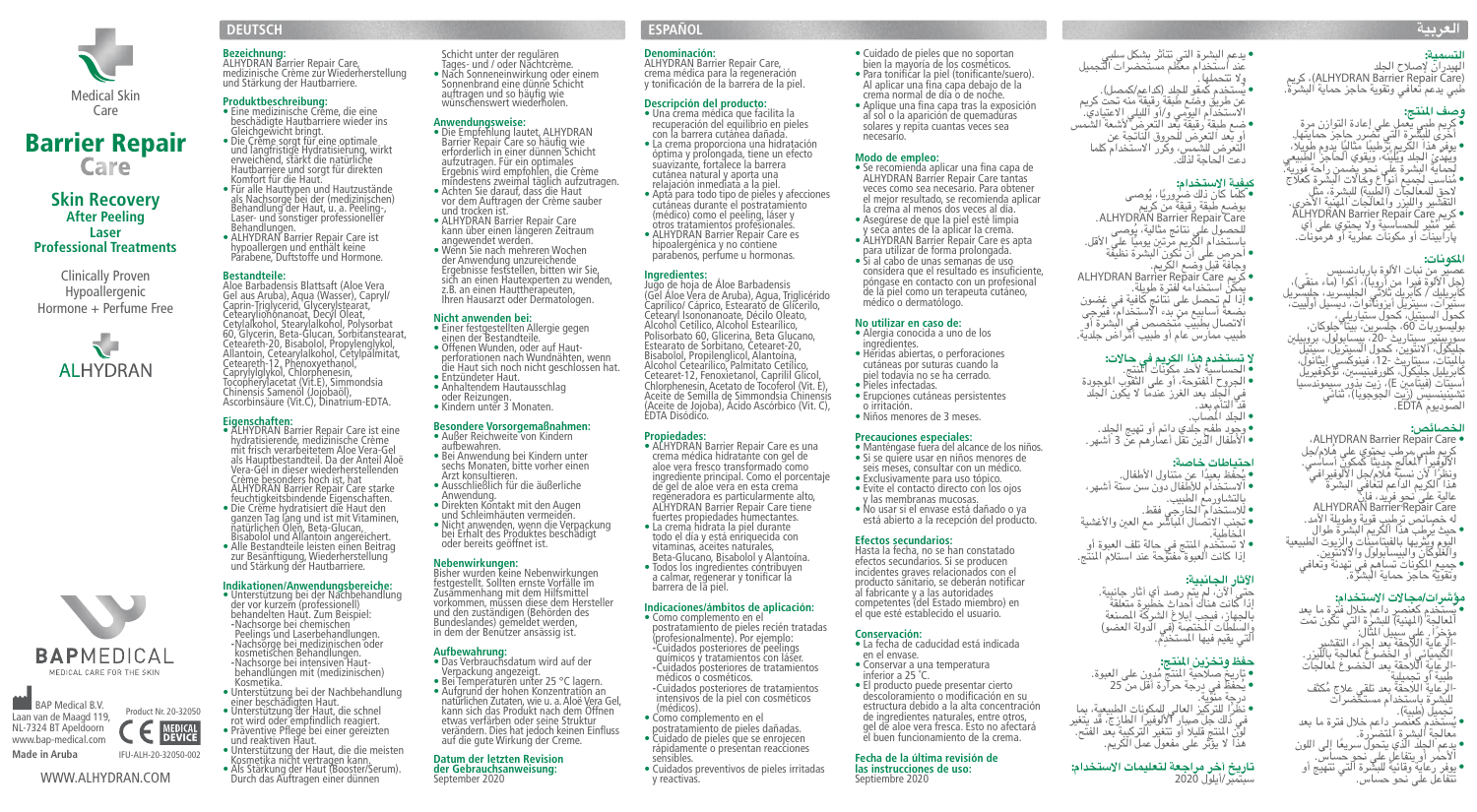Medical Skin Care

# Barrier Repair Care

## Skin Recovery
**After Peeling**
**Laser**
**Professional Treatments**

Clinically Proven
Hypoallergenic
Hormone + Perfume Free

ALHYDRAN

BAPMEDICAL
MEDICAL CARE FOR THE SKIN

BAP Medical B.V.
Laan van de Maagd 119,
NL-7324 BT Apeldoorn
www.bap-medical.com
**Made in Aruba**

Product Nr. 20-32050
CE MEDICAL DEVICE
IFU-ALH-20-32050-002

WWW.ALHYDRAN.COM

## DEUTSCH

**Bezeichnung:**
ALHYDRAN Barrier Repair Care, medizinische Creme zur Wiederherstellung und Stärkung der Hautbarriere.

**Produktbeschreibung:**
- Eine medizinische Creme, die eine beschädigte Hautbarriere wieder ins Gleichgewicht bringt.
- Die Creme sorgt für eine optimale und langfristige Hydratisierung, wirkt erweichend, stärkt die natürliche Hautbarriere und sorgt für direkten Komfort für die Haut.
- Für alle Hauttypen und Hautzustände als Nachsorge bei der (medizinischen) Behandlung der Haut, u. a. Peeling-, Laser- und sonstiger professioneller Behandlungen.
- ALHYDRAN Barrier Repair Care ist hypoallergen und enthält keine Parabene, Duftstoffe und Hormone.

**Bestandteile:**
Aloe Barbadensis Blattsaft (Aloe Vera Gel aus Aruba), Aqua (Wasser), Caprylic/Caprin-Triglycerid, Glycerylstearat, Cetearylisononanoat, Decyl Oleat, Cetylalkohol, Stearylalkohol, Polysorbat 60, Glycerin, Beta-Glucan, Sorbitanstearat, Ceteareth-20, Bisabolol, Propylenglykol, Allantoin, Cetearylalkohol, Cetylpalmitat, Ceteareth-12, Phenoxyethanol, Caprylylglykol, Chlorphenesin, Tocopherylacetat (Vit.E), Simmondsia Chinensis Samenöl (Jojobaöl), Ascorbinsäure (Vit.C), Dinatrium-EDTA.

**Eigenschaften:**
- ALHYDRAN Barrier Repair Care ist eine hydratisierende, medizinische Creme mit frisch verarbeitetem Aloe Vera-Gel als Hauptbestandteil. Da der Anteil Aloe Vera-Gel in dieser wiederherstellenden Creme besonders hoch ist, hat ALHYDRAN Barrier Repair Care starke feuchtigkeitsbindende Eigenschaften.
- Die Creme hydratisiert die Haut den ganzen Tag lang und ist mit Vitaminen, natürlichen Ölen, Beta-Glucan, Bisabolol und Allantoin angereichert.
- Alle Bestandteile leisten einen Beitrag zur Besänftigung, Wiederherstellung und Stärkung der Hautbarriere.

**Indikationen/Anwendungsbereiche:**
- Unterstützung bei der Nachbehandlung der vor kurzem (professionell) behandelten Haut. Zum Beispiel:
  - Nachsorge bei chemischen Peelings und Laserbehandlungen.
  - Nachsorge bei medizinischen oder kosmetischen Behandlungen.
  - Nachsorge bei intensiven Hautbehandlungen mit (medizinischen) Kosmetika.
- Unterstützung bei der Nachbehandlung einer beschädigten Haut.
- Unterstützung der Haut, die schnell rot wird oder empfindlich reagiert.
- Präventive Pflege bei einer gereizten und reaktiven Haut.
- Unterstützung der Haut, die die meisten Kosmetika nicht vertragen kann.
- Als Stärkung der Haut (Booster/Serum). Durch das Auftragen einer dünnen Schicht unter der regulären Tages- und / oder Nachtcreme.
- Nach Sonneneinwirkung oder einem Sonnenbrand eine dünne Schicht auftragen und so häufig wie wünschenswert wiederholen.

**Anwendungsweise:**
- Die Empfehlung lautet, ALHYDRAN Barrier Repair Care so häufig wie erforderlich in einer dünnen Schicht aufzutragen. Für ein optimales Ergebnis wird empfohlen, die Creme mindestens zweimal täglich aufzutragen.
- Achten Sie darauf, dass die Haut vor dem Auftragen der Creme sauber und trocken ist.
- ALHYDRAN Barrier Repair Care kann über einen längeren Zeitraum angewendet werden.
- Wenn Sie nach mehreren Wochen der Anwendung unzureichende Ergebnisse feststellen, bitten wir Sie, sich an einen Hautexperten zu wenden, z.B. an einen Hauttherapeuten, Ihren Hausarzt oder Dermatologen.

**Nicht anwenden bei:**
- Einer festgestellten Allergie gegen einen der Bestandteile.
- Offenen Wunden, oder auf Hautperforationen nach Wundnähten, wenn die Haut sich noch nicht geschlossen hat.
- Entzündeter Haut.
- Anhaltendem Hautausschlag oder Reizungen.
- Kindern unter 3 Monaten.

**Besondere Vorsorgemaßnahmen:**
- Außer Reichweite von Kindern aufbewahren.
- Bei Anwendung bei Kindern unter sechs Monaten, bitte vorher einen Arzt konsultieren.
- Ausschließlich für die äußerliche Anwendung.
- Direkten Kontakt mit den Augen und Schleimhäuten vermeiden.
- Nicht anwenden, wenn die Verpackung bei Erhalt des Produktes beschädigt oder bereits geöffnet ist.

**Nebenwirkungen:**
Bisher wurden keine Nebenwirkungen festgestellt. Sollten ernste Vorfälle im Zusammenhang mit dem Hilfsmittel vorkommen, müssen diese dem Hersteller und den zuständigen (Behörden des Bundeslandes) gemeldet werden, in dem der Benutzer ansässig ist.

**Aufbewahrung:**
- Das Verbrauchsdatum wird auf der Verpackung angezeigt.
- Bei Temperaturen unter 25 °C lagern.
- Aufgrund der hohen Konzentration an natürlichen Zutaten, wie u. a. Aloe Vera Gel, kann sich das Produkt nach dem Öffnen etwas verfärben oder seine Struktur verändern. Dies hat jedoch keinen Einfluss auf die gute Wirkung der Creme.

**Datum der letzten Revision der Gebrauchsanweisung:**
September 2020

## ESPAÑOL

**Denominación:**
ALHYDRAN Barrier Repair Care, crema médica para la regeneración y tonificación de la barrera de la piel.

**Descripción del producto:**
- Una crema médica que facilita la recuperación del equilibrio en pieles con la barrera cutánea dañada.
- La crema proporciona una hidratación óptima y prolongada, tiene un efecto suavizante, fortalece la barrera cutánea natural y aporta una relajación inmediata a la piel.
- Apta para todo tipo de pieles y afecciones cutáneas durante el postratamiento (médico) como el peeling, láser y otros tratamientos profesionales.
- ALHYDRAN Barrier Repair Care es hipoalergénica y no contiene parabenos, perfume u hormonas.

**Ingredientes:**
Jugo de hoja de Áloe Barbadensis (Gel Áloe Vera de Aruba), Agua, Triglicérido Caprílico/ Cáprico, Estearato de Glicerilo, Cetearyl Isononanoate, Decilo Oleato, Alcohol Cetílico, Alcohol Estearílico, Polisorbato 60, Glicerina, Beta Glucano, Estearato de Sorbitano, Ceteareт-20, Bisabolol, Propilenglicol, Alantoína, Alcohol Cetearílico, Palmitato Cetílico, Cetearet-12, Fenoxietanol, Caprilil Glicol, Chlorphenesin, Acetato de Tocoferol (Vit. E), Aceite de Semilla de Simmondsia Chinensis (Aceite de Jojoba), Ácido Ascórbico (Vit. C), EDTA Disódico.

**Propiedades:**
- ALHYDRAN Barrier Repair Care es una crema médica hidratante con gel de aloe vera fresco transformado como ingrediente principal. Como el porcentaje de gel de aloe vera en esta crema regeneradora es particularmente alto, ALHYDRAN Barrier Repair Care tiene fuertes propiedades humectantes.
- La crema hidrata la piel durante todo el día y está enriquecida con vitaminas, aceites naturales, Beta-Glucano, Bisabolol y Alantoína.
- Todos los ingredientes contribuyen a calmar, regenerar y tonificar la barrera de la piel.

**Indicaciones/ámbitos de aplicación:**
- Como complemento en el postratamiento de pieles recién tratadas (profesionalmente). Por ejemplo:
  - Cuidados posteriores de peelings químicos y tratamientos con láser.
  - Cuidados posteriores de tratamientos médicos o cosméticos.
  - Cuidados posteriores de tratamientos intensivos de la piel con cosméticos (médicos).
- Como complemento en el postratamiento de pieles dañadas.
- Cuidado de pieles que se enrojecen rápidamente o presentan reacciones sensibles.
- Cuidados preventivos de pieles irritadas y reactivas.
- Cuidado de pieles que no soportan bien la mayoría de los cosméticos.
- Para tonificar la piel (tonificante/suero). Al aplicar una fina capa debajo de la crema normal de día o de noche.
- Aplique una fina capa tras la exposición al sol o la aparición de quemaduras solares y repita cuantas veces sea necesario.

**Modo de empleo:**
- Se recomienda aplicar una fina capa de ALHYDRAN Barrier Repair Care tantas veces como sea necesario. Para obtener el mejor resultado, se recomienda aplicar la crema al menos dos veces al día.
- Asegúrese de que la piel esté limpia y seca antes de la aplicar la crema.
- ALHYDRAN Barrier Repair Care es apta para utilizar de forma prolongada.
- Si al cabo de unas semanas de uso considera que el resultado es insuficiente, póngase en contacto con un profesional de la piel como un terapeuta cutáneo, médico o dermatólogo.

**No utilizar en caso de:**
- Alergia conocida a uno de los ingredientes.
- Heridas abiertas, o perforaciones cutáneas por suturas cuando la piel todavía no se ha cerrado.
- Pieles infectadas.
- Erupciones cutáneas persistentes o irritación.
- Niños menores de 3 meses.

**Precauciones especiales:**
- Manténgase fuera del alcance de los niños.
- Si se quiere usar en niños menores de seis meses, consultar con un médico.
- Exclusivamente para uso tópico.
- Evite el contacto directo con los ojos y las membranas mucosas.
- No usar si el envase está dañado o ya está abierto a la recepción del producto.

**Efectos secundarios:**
Hasta la fecha, no se han constatado efectos secundarios. Si se producen incidentes graves relacionados con el producto sanitario, se deberán notificar al fabricante y a las autoridades competentes (del Estado miembro) en el que esté establecido el usuario.

**Conservación:**
- La fecha de caducidad está indicada en el envase.
- Conservar a una temperatura inferior a 25 ˚C.
- El producto puede presentar cierto descoloramiento o modificación en su estructura debido a la alta concentración de ingredientes naturales, entre otros, gel de áloe vera fresco. Esto no afectará el buen funcionamiento de la crema.

**Fecha de la última revisión de las instrucciones de uso:**
Septiembre 2020

## العربية

**التسمية:**
الهيدران لإصلاح الجلد (ALHYDRAN Barrier Repair Care)، كريم طبي يعمل على إعادة وتقوية حاجز حماية البشرة.

**وصف المنتج:**
- كريم طبي يعمل على إعادة التوازن مرة أخرى للبشرة التي تضرر حاجز حمايتها.
- يوفر هذا الكريم ترطيباً مثالياً يدوم طويلاً، ويهدئ الجلد ويلينه، ويقوي الحاجز الطبيعي لحماية البشرة على نحو يضمن راحة فورية.
- مناسب لجميع أنواع وحالات البشرة كعلاج لاحق للمعالجات (الطبية) للبشرة، مثل التقشير والليزر والمعالجات المهنية الأخرى.
- كريم ALHYDRAN Barrier Repair Care غير مثير للحساسية ولا يحتوي على أي بارابينات أو مكونات عطرية أو هرمونات.

**المكونات:**
عصير من نبات الألوة باربادنسيس (جل ألألوة فيرا من أروبا)، أكوا (ماء منقى)، كابريليك / كابريك ثلاثي الجليسريد، جليسريل ستيرات، سيتريل إيزونونانوات، ديسيل أوليت، كحول السيتيل، كحول ستياريلي، بوليسوربات 60، جليسرين، بيتا جلوكان، سوربيتان ستيرات، سيتريث -20، بيسابولول، بروبيلين جليكول، الانتوين، كحول السيتريل، سيتيل بالميتات، سيتريث -12، فينوكسي إيثانول، كابريليل جليكول، كلورفينيسين، توكوفيريل أسيتات (فيتامين E)، زيت بذور سيموندسيا تشينينسيس (زيت الجوجوبا)، ثنائي الصوديوم EDTA.

**الخصائص:**
- ALHYDRAN Barrier Repair Care، كريم طبي مرطب يحتوي على هلام/جل الألوفيرا المعالج حديثاً كمكون أساسي. ونظراً لأن نسبة هلام/جل الألوفيرافي هذا الكريم الداعم لتعافي البشرة عالية على نحو خاص، فإن ALHYDRAN Barrier Repair Care له خصائص ترطيب قوية وطويلة الأمد.
- حيث يرطب هذا الكريم البشرة طوال اليوم ويثريها بالفيتامينات والزيوت الطبيعية والغلوكان والبيسابولول والألانتوين.
- جميع المكونات تساهم في تهدئة وتعافي وتقوية حاجز حماية البشرة.

**مؤشرات/مجالات الاستخدام:**
- يستخدم كعنصر داعم خلال فترة ما بعد المعالجة (المهنية) للبشرة التي تكون تمت مؤخراً. على سبيل المثال:
  - الرعاية اللاحقة بعد إجراء التقشير الكيميائي أو الخضوع لمعالجة بالليزر.
  - الرعاية اللاحقة بعد الخضوع لمعالجات طبية أو تجميلية.
  - الرعاية اللاحقة بعد تلقي علاج مُكثف للبشرة باستخدام مستحضرات تجميل (طبية).
- يستخدم كعنصر داعم خلال فترة ما بعد معالجة البشرة المتضررة.
- يدعم الجلد الذي يتحول سريعاً إلى اللون الأحمر أو يتفاعل على نحو حساس.
- يوفر رعاية وقائية للبشرة التي تتهيج أو تتفاعل على نحو حساس.
- يدعم البشرة التي تتأثر بشكل سلبي عند استخدام معظم مستحضرات التجميل ولا تتحملها.
- يستخدم كمقو للجلد (كداعم/كمصل). عن طريق وضع طبقة رقيقة منه تحت كريم الاستخدام اليومي و/أو الليلي الاعتيادي.
- ضع طبقة رقيقة بعد التعرض لأشعة الشمس أو بعد التعرض للحروق الناتجة عن التعرض للشمس، وكرر الاستخدام كلما دعت الحاجة لذلك.

**كيفية الاستخدام:**
- كلما كان ذلك ضرورياً، يُوصى بوضع طبقة رقيقة من كريم ALHYDRAN Barrier Repair Care. للحصول على نتائج مثالية، يُوصى باستخدام الكريم مرتين يومياً على الأقل.
- احرص على أن تكون البشرة نظيفة وجافة قبل وضع الكريم.
- كريم ALHYDRAN Barrier Repair Care يمكن استخدامه لفترة طويلة.
- إذا لم تحصل على نتائج كافية في غضون بضعة أسابيع من بدء الاستخدام، فنرجي الاتصال بطبيب متخصص في البشرة أو طبيب ممارس عام أو طبيب أمراض جلدية.

**لا تستخدم هذا الكريم في حالات:**
- الحساسية لأحد مكونات المنتج.
- الجروح المفتوحة، أو على الثقوب الموجودة في الجلد بعد الغرز عندما لا يكون الجلد قد التأم بعد.
- الجلد المصاب.
- وجود طفح جلدي دائم أو تهيج الجلد.
- الأطفال الذين تقل أعمارهم عن 3 أشهر.

**احتياطات خاصة:**
- يُحفظ بعيداً عن متناول الأطفال.
- الاستخدام للأطفال دون سن ستة أشهر، بالتشاور مع الطبيب.
- للاستخدام الخارجي فقط.
- تجنب الاتصال المباشر مع العين والأغشية المخاطية.
- لا تستخدم المنتج في حالة تلف العبوة أو إذا كانت العبوة مفتوحة عند استلام المنتج.

**الآثار الجانبية:**
حتى الآن، لم يتم رصد اي آثار جانبية. إذا كانت هناك أحداث خطيرة متعلقة بالجهاز، فيجب إبلاغ الشركة المصنعة والسلطات المختصة (في الدولة العضو) التي يقيم فيها المستخدم.

**حفظ وتخزين المنتج:**
- تاريخ صلاحية المنتج مدون على العبوة.
- يُحفظ في درجة حرارة أقل من 25 درجة مئوية.
- نظراً للتركيز العالي للمكونات الطبيعية، بما في ذلك جل صبار الألوفيرا الطازج، قد يتغير لون المنتج قليلا أو تتغير التركيبة بعد الفتح. هذا لا يؤثر على مفعول عمل الكريم.

**تاريخ آخر مراجعة لتعليمات الاستخدام:**
سبتمبر/أيلول 2020